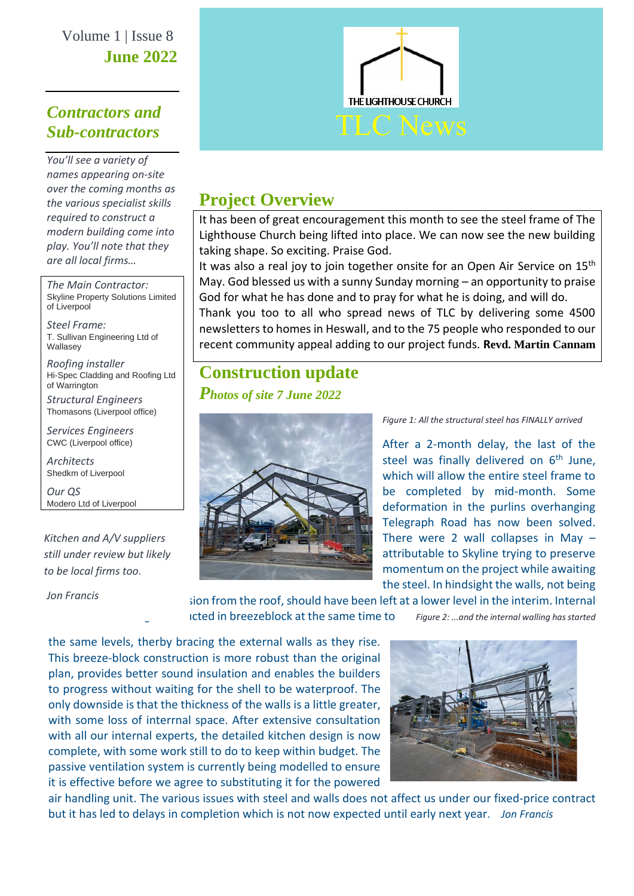Volume 1 | Issue 8
**June 2022**

THE LIGHTHOUSE CHURCH

# TLC News

## *Contractors and Sub-contractors*

*You'll see a variety of names appearing on-site over the coming months as the various specialist skills required to construct a modern building come into play. You'll note that they are all local firms…*

*The Main Contractor:*
Skyline Property Solutions Limited of Liverpool

*Steel Frame:*
T. Sullivan Engineering Ltd of Wallasey

*Roofing installer*
Hi-Spec Cladding and Roofing Ltd of Warrington

*Structural Engineers*
Thomasons (Liverpool office)

*Services Engineers*
CWC (Liverpool office)

*Architects*
Shedkm of Liverpool

*Our QS*
Modero Ltd of Liverpool

*Kitchen and A/V suppliers still under review but likely to be local firms too.*

*Jon Francis*

## Project Overview

It has been of great encouragement this month to see the steel frame of The Lighthouse Church being lifted into place. We can now see the new building taking shape. So exciting. Praise God.

It was also a real joy to join together onsite for an Open Air Service on 15th May. God blessed us with a sunny Sunday morning – an opportunity to praise God for what he has done and to pray for what he is doing, and will do.

Thank you too to all who spread news of TLC by delivering some 4500 newsletters to homes in Heswall, and to the 75 people who responded to our recent community appeal adding to our project funds. **Revd. Martin Cannam**

## Construction update

### *Photos of site 7 June 2022*

*Figure 1: All the structural steel has FINALLY arrived*

After a 2-month delay, the last of the steel was finally delivered on 6th June, which will allow the entire steel frame to be completed by mid-month. Some deformation in the purlins overhanging Telegraph Road has now been solved. There were 2 wall collapses in May – attributable to Skyline trying to preserve momentum on the project while awaiting the steel. In hindsight the walls, not being [...]sion from the roof, should have been left at a lower level in the interim. Internal [...]ucted in breezeblock at the same time to the same levels, therby bracing the external walls as they rise. This breeze-block construction is more robust than the original plan, provides better sound insulation and enables the builders to progress without waiting for the shell to be waterproof. The only downside is that the thickness of the walls is a little greater, with some loss of interrnal space. After extensive consultation with all our internal experts, the detailed kitchen design is now complete, with some work still to do to keep within budget. The passive ventilation system is currently being modelled to ensure it is effective before we agree to substituting it for the powered air handling unit. The various issues with steel and walls does not affect us under our fixed-price contract but it has led to delays in completion which is not now expected until early next year. *Jon Francis*

*Figure 2: ...and the internal walling has started*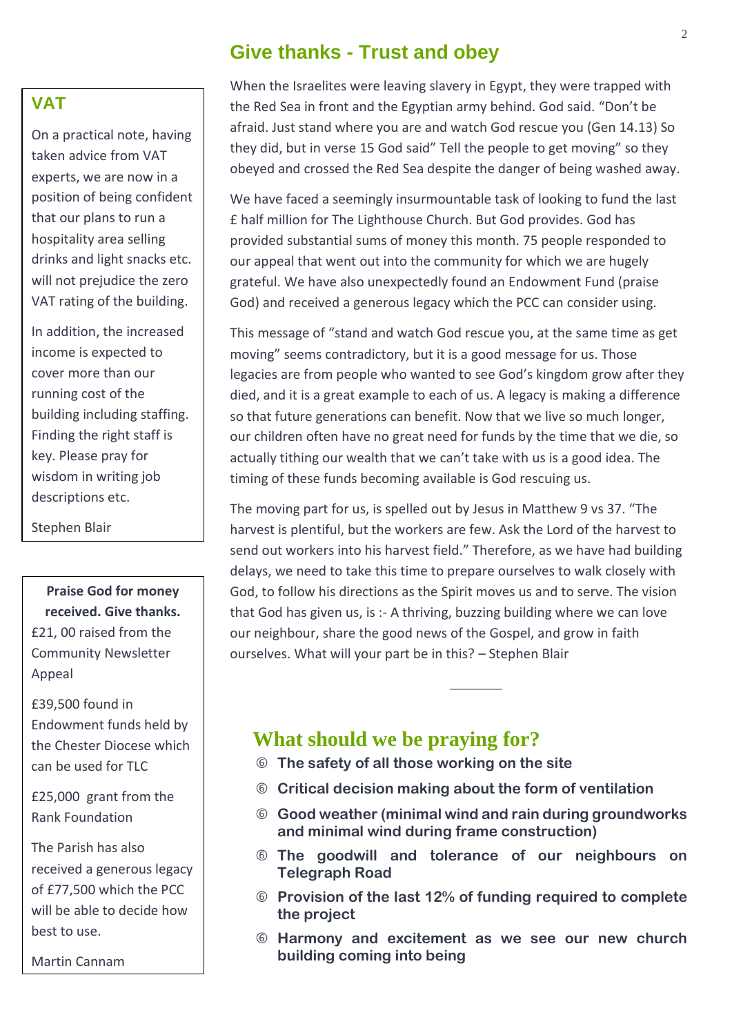## VAT

On a practical note, having taken advice from VAT experts, we are now in a position of being confident that our plans to run a hospitality area selling drinks and light snacks etc. will not prejudice the zero VAT rating of the building.

In addition, the increased income is expected to cover more than our running cost of the building including staffing. Finding the right staff is key. Please pray for wisdom in writing job descriptions etc.

Stephen Blair

**Praise God for money received. Give thanks.**

£21, 00 raised from the Community Newsletter Appeal

£39,500 found in Endowment funds held by the Chester Diocese which can be used for TLC

£25,000 grant from the Rank Foundation

The Parish has also received a generous legacy of £77,500 which the PCC will be able to decide how best to use.

Martin Cannam

## Give thanks - Trust and obey

When the Israelites were leaving slavery in Egypt, they were trapped with the Red Sea in front and the Egyptian army behind. God said. "Don't be afraid. Just stand where you are and watch God rescue you (Gen 14.13) So they did, but in verse 15 God said" Tell the people to get moving" so they obeyed and crossed the Red Sea despite the danger of being washed away.

We have faced a seemingly insurmountable task of looking to fund the last £ half million for The Lighthouse Church. But God provides. God has provided substantial sums of money this month. 75 people responded to our appeal that went out into the community for which we are hugely grateful. We have also unexpectedly found an Endowment Fund (praise God) and received a generous legacy which the PCC can consider using.

This message of "stand and watch God rescue you, at the same time as get moving" seems contradictory, but it is a good message for us. Those legacies are from people who wanted to see God's kingdom grow after they died, and it is a great example to each of us. A legacy is making a difference so that future generations can benefit. Now that we live so much longer, our children often have no great need for funds by the time that we die, so actually tithing our wealth that we can't take with us is a good idea. The timing of these funds becoming available is God rescuing us.

The moving part for us, is spelled out by Jesus in Matthew 9 vs 37. "The harvest is plentiful, but the workers are few. Ask the Lord of the harvest to send out workers into his harvest field." Therefore, as we have had building delays, we need to take this time to prepare ourselves to walk closely with God, to follow his directions as the Spirit moves us and to serve. The vision that God has given us, is :- A thriving, buzzing building where we can love our neighbour, share the good news of the Gospel, and grow in faith ourselves. What will your part be in this? – Stephen Blair

---

## What should we be praying for?

- **The safety of all those working on the site**
- **Critical decision making about the form of ventilation**
- **Good weather (minimal wind and rain during groundworks and minimal wind during frame construction)**
- **The goodwill and tolerance of our neighbours on Telegraph Road**
- **Provision of the last 12% of funding required to complete the project**
- **Harmony and excitement as we see our new church building coming into being**